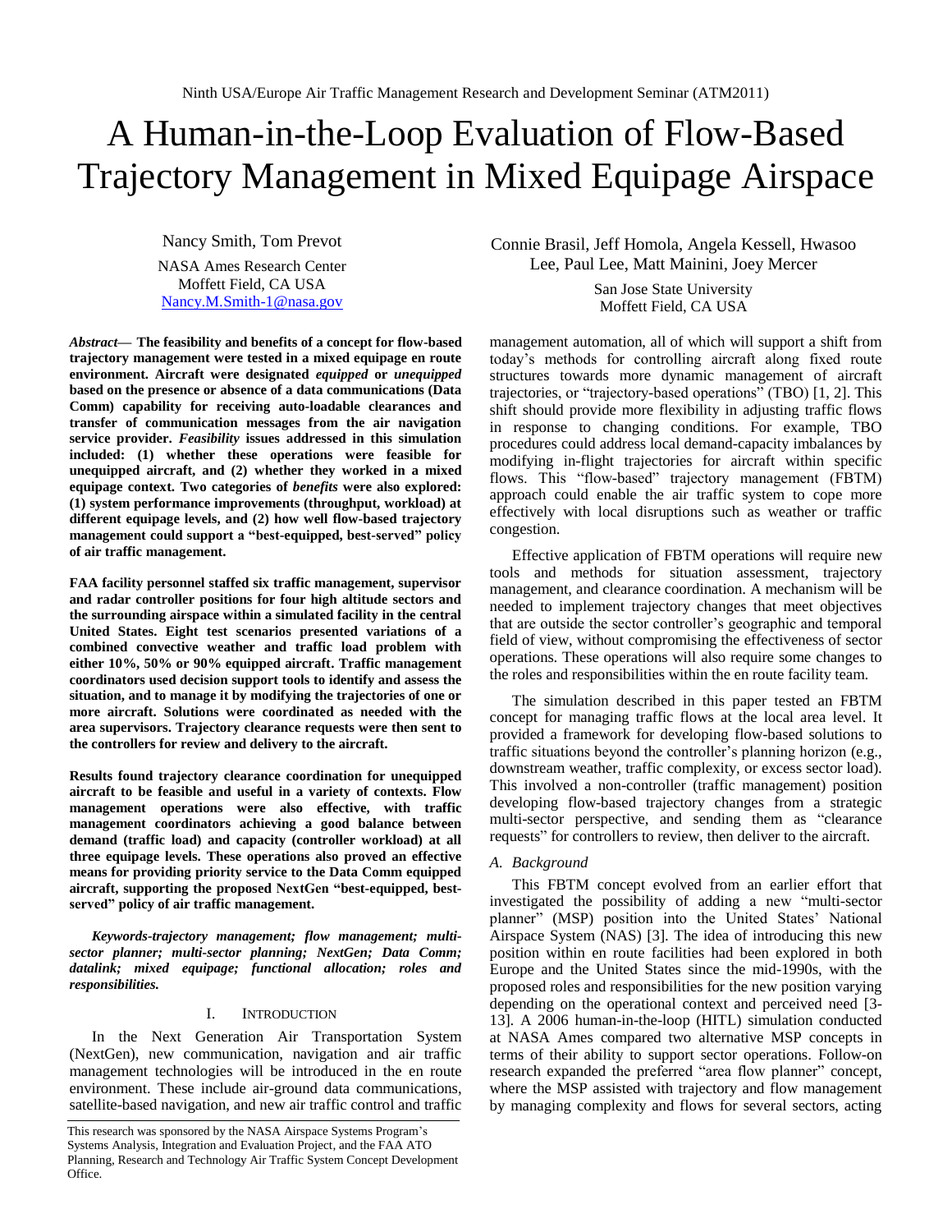Ninth USA/Europe Air Traffic Management Research and Development Seminar (ATM2011)

# A Human-in-the-Loop Evaluation of Flow-Based Trajectory Management in Mixed Equipage Airspace

Nancy Smith, Tom Prevot
NASA Ames Research Center
Moffett Field, CA USA
Nancy.M.Smith-1@nasa.gov

Connie Brasil, Jeff Homola, Angela Kessell, Hwasoo Lee, Paul Lee, Matt Mainini, Joey Mercer
San Jose State University
Moffett Field, CA USA

***Abstract*— The feasibility and benefits of a concept for flow-based trajectory management were tested in a mixed equipage en route environment. Aircraft were designated *equipped* or *unequipped* based on the presence or absence of a data communications (Data Comm) capability for receiving auto-loadable clearances and transfer of communication messages from the air navigation service provider. *Feasibility* issues addressed in this simulation included: (1) whether these operations were feasible for unequipped aircraft, and (2) whether they worked in a mixed equipage context. Two categories of *benefits* were also explored: (1) system performance improvements (throughput, workload) at different equipage levels, and (2) how well flow-based trajectory management could support a "best-equipped, best-served" policy of air traffic management.**

**FAA facility personnel staffed six traffic management, supervisor and radar controller positions for four high altitude sectors and the surrounding airspace within a simulated facility in the central United States. Eight test scenarios presented variations of a combined convective weather and traffic load problem with either 10%, 50% or 90% equipped aircraft. Traffic management coordinators used decision support tools to identify and assess the situation, and to manage it by modifying the trajectories of one or more aircraft. Solutions were coordinated as needed with the area supervisors. Trajectory clearance requests were then sent to the controllers for review and delivery to the aircraft.**

**Results found trajectory clearance coordination for unequipped aircraft to be feasible and useful in a variety of contexts. Flow management operations were also effective, with traffic management coordinators achieving a good balance between demand (traffic load) and capacity (controller workload) at all three equipage levels. These operations also proved an effective means for providing priority service to the Data Comm equipped aircraft, supporting the proposed NextGen "best-equipped, best-served" policy of air traffic management.**

***Keywords-trajectory management; flow management; multi-sector planner; multi-sector planning; NextGen; Data Comm; datalink; mixed equipage; functional allocation; roles and responsibilities.***

## I. INTRODUCTION

In the Next Generation Air Transportation System (NextGen), new communication, navigation and air traffic management technologies will be introduced in the en route environment. These include air-ground data communications, satellite-based navigation, and new air traffic control and traffic management automation, all of which will support a shift from today's methods for controlling aircraft along fixed route structures towards more dynamic management of aircraft trajectories, or "trajectory-based operations" (TBO) [1, 2]. This shift should provide more flexibility in adjusting traffic flows in response to changing conditions. For example, TBO procedures could address local demand-capacity imbalances by modifying in-flight trajectories for aircraft within specific flows. This "flow-based" trajectory management (FBTM) approach could enable the air traffic system to cope more effectively with local disruptions such as weather or traffic congestion.

Effective application of FBTM operations will require new tools and methods for situation assessment, trajectory management, and clearance coordination. A mechanism will be needed to implement trajectory changes that meet objectives that are outside the sector controller's geographic and temporal field of view, without compromising the effectiveness of sector operations. These operations will also require some changes to the roles and responsibilities within the en route facility team.

The simulation described in this paper tested an FBTM concept for managing traffic flows at the local area level. It provided a framework for developing flow-based solutions to traffic situations beyond the controller's planning horizon (e.g., downstream weather, traffic complexity, or excess sector load). This involved a non-controller (traffic management) position developing flow-based trajectory changes from a strategic multi-sector perspective, and sending them as "clearance requests" for controllers to review, then deliver to the aircraft.

### *A. Background*

This FBTM concept evolved from an earlier effort that investigated the possibility of adding a new "multi-sector planner" (MSP) position into the United States' National Airspace System (NAS) [3]. The idea of introducing this new position within en route facilities had been explored in both Europe and the United States since the mid-1990s, with the proposed roles and responsibilities for the new position varying depending on the operational context and perceived need [3-13]. A 2006 human-in-the-loop (HITL) simulation conducted at NASA Ames compared two alternative MSP concepts in terms of their ability to support sector operations. Follow-on research expanded the preferred "area flow planner" concept, where the MSP assisted with trajectory and flow management by managing complexity and flows for several sectors, acting

This research was sponsored by the NASA Airspace Systems Program's Systems Analysis, Integration and Evaluation Project, and the FAA ATO Planning, Research and Technology Air Traffic System Concept Development Office.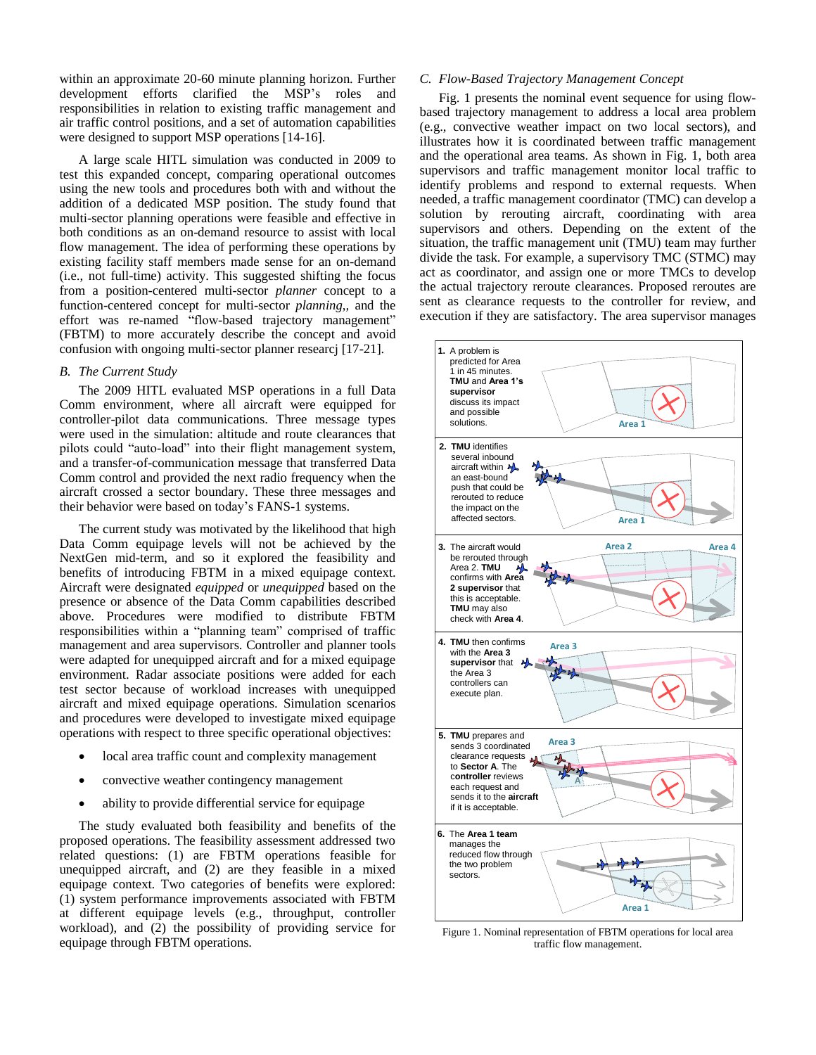within an approximate 20-60 minute planning horizon. Further development efforts clarified the MSP's roles and responsibilities in relation to existing traffic management and air traffic control positions, and a set of automation capabilities were designed to support MSP operations [14-16].

A large scale HITL simulation was conducted in 2009 to test this expanded concept, comparing operational outcomes using the new tools and procedures both with and without the addition of a dedicated MSP position. The study found that multi-sector planning operations were feasible and effective in both conditions as an on-demand resource to assist with local flow management. The idea of performing these operations by existing facility staff members made sense for an on-demand (i.e., not full-time) activity. This suggested shifting the focus from a position-centered multi-sector *planner* concept to a function-centered concept for multi-sector *planning*,, and the effort was re-named "flow-based trajectory management" (FBTM) to more accurately describe the concept and avoid confusion with ongoing multi-sector planner researcj [17-21].

### *B. The Current Study*

The 2009 HITL evaluated MSP operations in a full Data Comm environment, where all aircraft were equipped for controller-pilot data communications. Three message types were used in the simulation: altitude and route clearances that pilots could "auto-load" into their flight management system, and a transfer-of-communication message that transferred Data Comm control and provided the next radio frequency when the aircraft crossed a sector boundary. These three messages and their behavior were based on today's FANS-1 systems.

The current study was motivated by the likelihood that high Data Comm equipage levels will not be achieved by the NextGen mid-term, and so it explored the feasibility and benefits of introducing FBTM in a mixed equipage context. Aircraft were designated *equipped* or *unequipped* based on the presence or absence of the Data Comm capabilities described above. Procedures were modified to distribute FBTM responsibilities within a "planning team" comprised of traffic management and area supervisors. Controller and planner tools were adapted for unequipped aircraft and for a mixed equipage environment. Radar associate positions were added for each test sector because of workload increases with unequipped aircraft and mixed equipage operations. Simulation scenarios and procedures were developed to investigate mixed equipage operations with respect to three specific operational objectives:

- local area traffic count and complexity management
- convective weather contingency management
- ability to provide differential service for equipage

The study evaluated both feasibility and benefits of the proposed operations. The feasibility assessment addressed two related questions: (1) are FBTM operations feasible for unequipped aircraft, and (2) are they feasible in a mixed equipage context. Two categories of benefits were explored: (1) system performance improvements associated with FBTM at different equipage levels (e.g., throughput, controller workload), and (2) the possibility of providing service for equipage through FBTM operations.

### *C. Flow-Based Trajectory Management Concept*

Fig. 1 presents the nominal event sequence for using flow-based trajectory management to address a local area problem (e.g., convective weather impact on two local sectors), and illustrates how it is coordinated between traffic management and the operational area teams. As shown in Fig. 1, both area supervisors and traffic management monitor local traffic to identify problems and respond to external requests. When needed, a traffic management coordinator (TMC) can develop a solution by rerouting aircraft, coordinating with area supervisors and others. Depending on the extent of the situation, the traffic management unit (TMU) team may further divide the task. For example, a supervisory TMC (STMC) may act as coordinator, and assign one or more TMCs to develop the actual trajectory reroute clearances. Proposed reroutes are sent as clearance requests to the controller for review, and execution if they are satisfactory. The area supervisor manages

Figure 1. Nominal representation of FBTM operations for local area traffic flow management.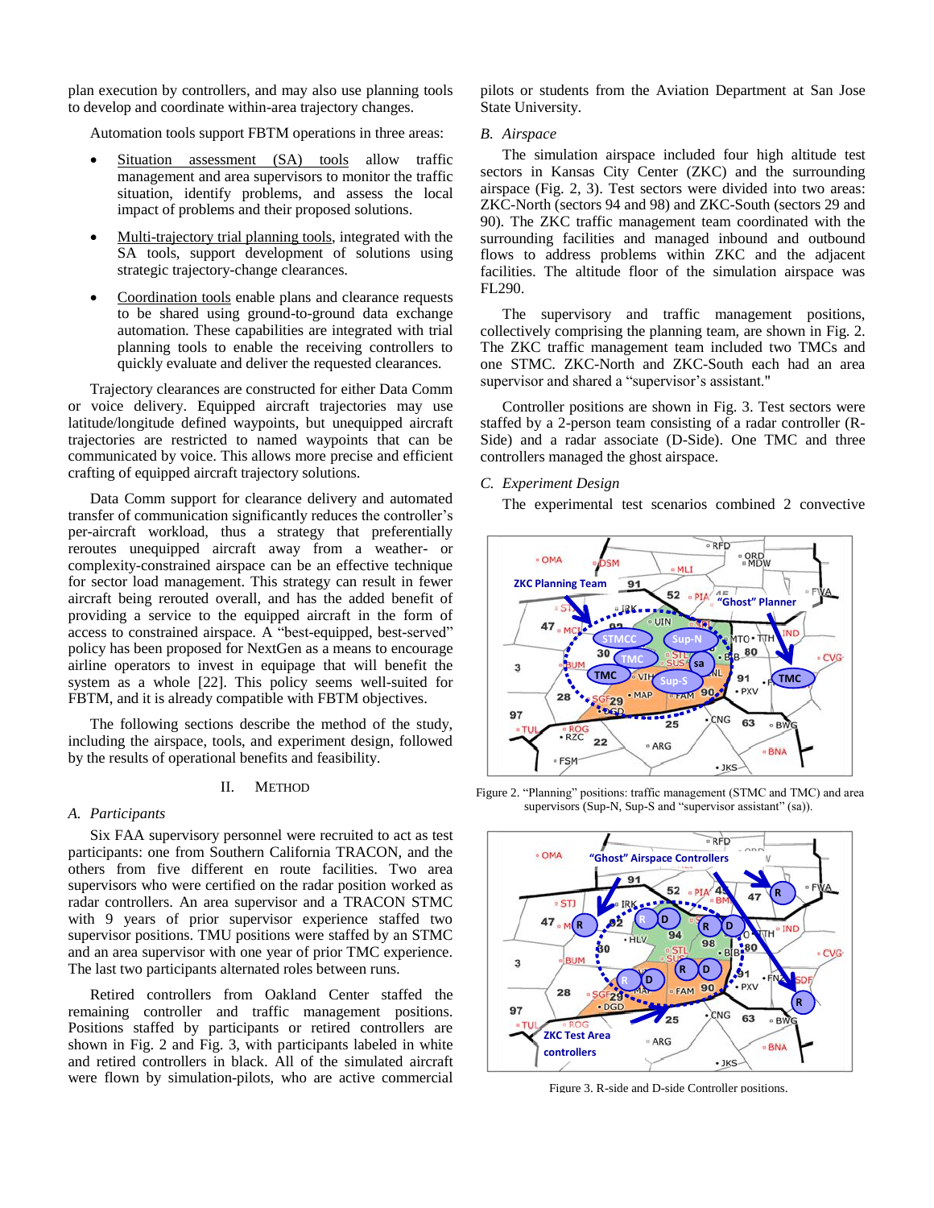plan execution by controllers, and may also use planning tools to develop and coordinate within-area trajectory changes.

Automation tools support FBTM operations in three areas:

- Situation assessment (SA) tools allow traffic management and area supervisors to monitor the traffic situation, identify problems, and assess the local impact of problems and their proposed solutions.
- Multi-trajectory trial planning tools, integrated with the SA tools, support development of solutions using strategic trajectory-change clearances.
- Coordination tools enable plans and clearance requests to be shared using ground-to-ground data exchange automation. These capabilities are integrated with trial planning tools to enable the receiving controllers to quickly evaluate and deliver the requested clearances.

Trajectory clearances are constructed for either Data Comm or voice delivery. Equipped aircraft trajectories may use latitude/longitude defined waypoints, but unequipped aircraft trajectories are restricted to named waypoints that can be communicated by voice. This allows more precise and efficient crafting of equipped aircraft trajectory solutions.

Data Comm support for clearance delivery and automated transfer of communication significantly reduces the controller's per-aircraft workload, thus a strategy that preferentially reroutes unequipped aircraft away from a weather- or complexity-constrained airspace can be an effective technique for sector load management. This strategy can result in fewer aircraft being rerouted overall, and has the added benefit of providing a service to the equipped aircraft in the form of access to constrained airspace. A "best-equipped, best-served" policy has been proposed for NextGen as a means to encourage airline operators to invest in equipage that will benefit the system as a whole [22]. This policy seems well-suited for FBTM, and it is already compatible with FBTM objectives.

The following sections describe the method of the study, including the airspace, tools, and experiment design, followed by the results of operational benefits and feasibility.

## II. Method

### A. Participants

Six FAA supervisory personnel were recruited to act as test participants: one from Southern California TRACON, and the others from five different en route facilities. Two area supervisors who were certified on the radar position worked as radar controllers. An area supervisor and a TRACON STMC with 9 years of prior supervisor experience staffed two supervisor positions. TMU positions were staffed by an STMC and an area supervisor with one year of prior TMC experience. The last two participants alternated roles between runs.

Retired controllers from Oakland Center staffed the remaining controller and traffic management positions. Positions staffed by participants or retired controllers are shown in Fig. 2 and Fig. 3, with participants labeled in white and retired controllers in black. All of the simulated aircraft were flown by simulation-pilots, who are active commercial pilots or students from the Aviation Department at San Jose State University.

### B. Airspace

The simulation airspace included four high altitude test sectors in Kansas City Center (ZKC) and the surrounding airspace (Fig. 2, 3). Test sectors were divided into two areas: ZKC-North (sectors 94 and 98) and ZKC-South (sectors 29 and 90). The ZKC traffic management team coordinated with the surrounding facilities and managed inbound and outbound flows to address problems within ZKC and the adjacent facilities. The altitude floor of the simulation airspace was FL290.

The supervisory and traffic management positions, collectively comprising the planning team, are shown in Fig. 2. The ZKC traffic management team included two TMCs and one STMC. ZKC-North and ZKC-South each had an area supervisor and shared a "supervisor's assistant."

Controller positions are shown in Fig. 3. Test sectors were staffed by a 2-person team consisting of a radar controller (R-Side) and a radar associate (D-Side). One TMC and three controllers managed the ghost airspace.

### C. Experiment Design

The experimental test scenarios combined 2 convective

Figure 2. "Planning" positions: traffic management (STMC and TMC) and area supervisors (Sup-N, Sup-S and "supervisor assistant" (sa)).

Figure 3. R-side and D-side Controller positions.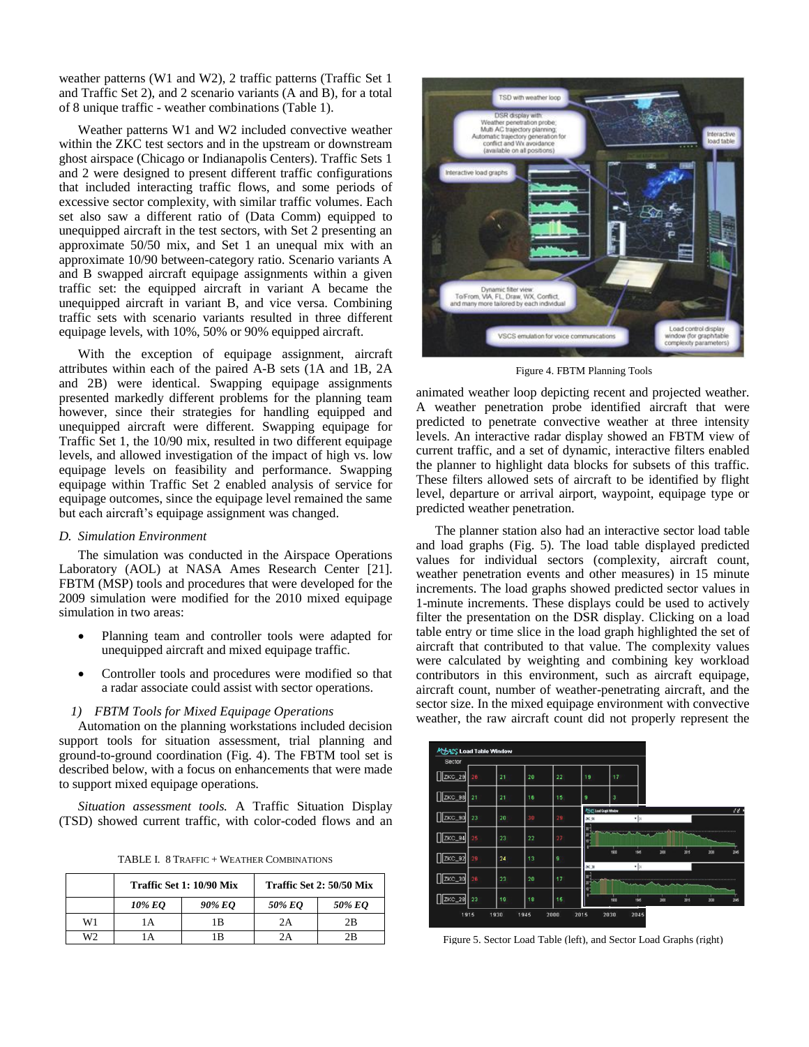weather patterns (W1 and W2), 2 traffic patterns (Traffic Set 1 and Traffic Set 2), and 2 scenario variants (A and B), for a total of 8 unique traffic - weather combinations (Table 1).

Weather patterns W1 and W2 included convective weather within the ZKC test sectors and in the upstream or downstream ghost airspace (Chicago or Indianapolis Centers). Traffic Sets 1 and 2 were designed to present different traffic configurations that included interacting traffic flows, and some periods of excessive sector complexity, with similar traffic volumes. Each set also saw a different ratio of (Data Comm) equipped to unequipped aircraft in the test sectors, with Set 2 presenting an approximate 50/50 mix, and Set 1 an unequal mix with an approximate 10/90 between-category ratio. Scenario variants A and B swapped aircraft equipage assignments within a given traffic set: the equipped aircraft in variant A became the unequipped aircraft in variant B, and vice versa. Combining traffic sets with scenario variants resulted in three different equipage levels, with 10%, 50% or 90% equipped aircraft.

With the exception of equipage assignment, aircraft attributes within each of the paired A-B sets (1A and 1B, 2A and 2B) were identical. Swapping equipage assignments presented markedly different problems for the planning team however, since their strategies for handling equipped and unequipped aircraft were different. Swapping equipage for Traffic Set 1, the 10/90 mix, resulted in two different equipage levels, and allowed investigation of the impact of high vs. low equipage levels on feasibility and performance. Swapping equipage within Traffic Set 2 enabled analysis of service for equipage outcomes, since the equipage level remained the same but each aircraft's equipage assignment was changed.

### *D. Simulation Environment*

The simulation was conducted in the Airspace Operations Laboratory (AOL) at NASA Ames Research Center [21]. FBTM (MSP) tools and procedures that were developed for the 2009 simulation were modified for the 2010 mixed equipage simulation in two areas:

- Planning team and controller tools were adapted for unequipped aircraft and mixed equipage traffic.
- Controller tools and procedures were modified so that a radar associate could assist with sector operations.

#### *1) FBTM Tools for Mixed Equipage Operations*

Automation on the planning workstations included decision support tools for situation assessment, trial planning and ground-to-ground coordination (Fig. 4). The FBTM tool set is described below, with a focus on enhancements that were made to support mixed equipage operations.

*Situation assessment tools.* A Traffic Situation Display (TSD) showed current traffic, with color-coded flows and an animated weather loop depicting recent and projected weather. A weather penetration probe identified aircraft that were predicted to penetrate convective weather at three intensity levels. An interactive radar display showed an FBTM view of current traffic, and a set of dynamic, interactive filters enabled the planner to highlight data blocks for subsets of this traffic. These filters allowed sets of aircraft to be identified by flight level, departure or arrival airport, waypoint, equipage type or predicted weather penetration.

TABLE I. 8 TRAFFIC + WEATHER COMBINATIONS

| | Traffic Set 1: 10/90 Mix | | Traffic Set 2: 50/50 Mix | |
|---|---|---|---|---|
| | *10% EQ* | *90% EQ* | *50% EQ* | *50% EQ* |
| W1 | 1A | 1B | 2A | 2B |
| W2 | 1A | 1B | 2A | 2B |

Figure 4. FBTM Planning Tools

The planner station also had an interactive sector load table and load graphs (Fig. 5). The load table displayed predicted values for individual sectors (complexity, aircraft count, weather penetration events and other measures) in 15 minute increments. The load graphs showed predicted sector values in 1-minute increments. These displays could be used to actively filter the presentation on the DSR display. Clicking on a load table entry or time slice in the load graph highlighted the set of aircraft that contributed to that value. The complexity values were calculated by weighting and combining key workload contributors in this environment, such as aircraft equipage, aircraft count, number of weather-penetrating aircraft, and the sector size. In the mixed equipage environment with convective weather, the raw aircraft count did not properly represent the

Figure 5. Sector Load Table (left), and Sector Load Graphs (right)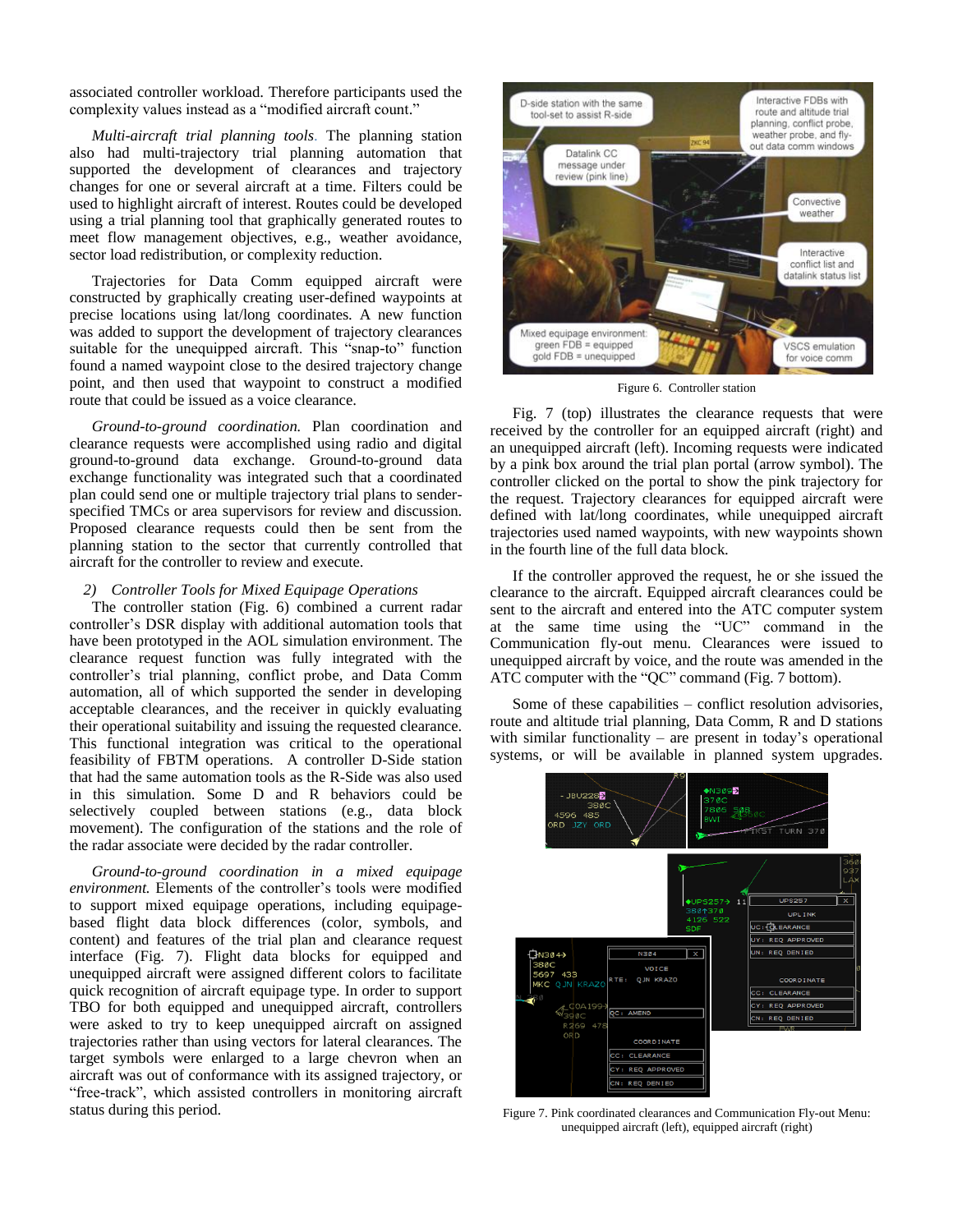associated controller workload. Therefore participants used the complexity values instead as a "modified aircraft count."

*Multi-aircraft trial planning tools.* The planning station also had multi-trajectory trial planning automation that supported the development of clearances and trajectory changes for one or several aircraft at a time. Filters could be used to highlight aircraft of interest. Routes could be developed using a trial planning tool that graphically generated routes to meet flow management objectives, e.g., weather avoidance, sector load redistribution, or complexity reduction.

Trajectories for Data Comm equipped aircraft were constructed by graphically creating user-defined waypoints at precise locations using lat/long coordinates. A new function was added to support the development of trajectory clearances suitable for the unequipped aircraft. This "snap-to" function found a named waypoint close to the desired trajectory change point, and then used that waypoint to construct a modified route that could be issued as a voice clearance.

*Ground-to-ground coordination.* Plan coordination and clearance requests were accomplished using radio and digital ground-to-ground data exchange. Ground-to-ground data exchange functionality was integrated such that a coordinated plan could send one or multiple trajectory trial plans to sender-specified TMCs or area supervisors for review and discussion. Proposed clearance requests could then be sent from the planning station to the sector that currently controlled that aircraft for the controller to review and execute.

*2) Controller Tools for Mixed Equipage Operations*

The controller station (Fig. 6) combined a current radar controller's DSR display with additional automation tools that have been prototyped in the AOL simulation environment. The clearance request function was fully integrated with the controller's trial planning, conflict probe, and Data Comm automation, all of which supported the sender in developing acceptable clearances, and the receiver in quickly evaluating their operational suitability and issuing the requested clearance. This functional integration was critical to the operational feasibility of FBTM operations. A controller D-Side station that had the same automation tools as the R-Side was also used in this simulation. Some D and R behaviors could be selectively coupled between stations (e.g., data block movement). The configuration of the stations and the role of the radar associate were decided by the radar controller.

*Ground-to-ground coordination in a mixed equipage environment.* Elements of the controller's tools were modified to support mixed equipage operations, including equipage-based flight data block differences (color, symbols, and content) and features of the trial plan and clearance request interface (Fig. 7). Flight data blocks for equipped and unequipped aircraft were assigned different colors to facilitate quick recognition of aircraft equipage type. In order to support TBO for both equipped and unequipped aircraft, controllers were asked to try to keep unequipped aircraft on assigned trajectories rather than using vectors for lateral clearances. The target symbols were enlarged to a large chevron when an aircraft was out of conformance with its assigned trajectory, or "free-track", which assisted controllers in monitoring aircraft status during this period.

Figure 6. Controller station

Fig. 7 (top) illustrates the clearance requests that were received by the controller for an equipped aircraft (right) and an unequipped aircraft (left). Incoming requests were indicated by a pink box around the trial plan portal (arrow symbol). The controller clicked on the portal to show the pink trajectory for the request. Trajectory clearances for equipped aircraft were defined with lat/long coordinates, while unequipped aircraft trajectories used named waypoints, with new waypoints shown in the fourth line of the full data block.

If the controller approved the request, he or she issued the clearance to the aircraft. Equipped aircraft clearances could be sent to the aircraft and entered into the ATC computer system at the same time using the "UC" command in the Communication fly-out menu. Clearances were issued to unequipped aircraft by voice, and the route was amended in the ATC computer with the "QC" command (Fig. 7 bottom).

Some of these capabilities – conflict resolution advisories, route and altitude trial planning, Data Comm, R and D stations with similar functionality – are present in today's operational systems, or will be available in planned system upgrades.

Figure 7. Pink coordinated clearances and Communication Fly-out Menu: unequipped aircraft (left), equipped aircraft (right)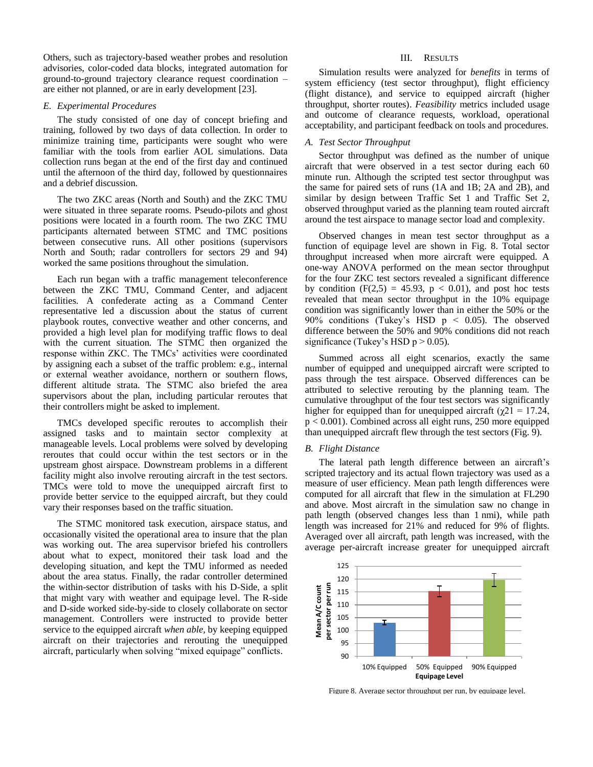Others, such as trajectory-based weather probes and resolution advisories, color-coded data blocks, integrated automation for ground-to-ground trajectory clearance request coordination – are either not planned, or are in early development [23].

### E. Experimental Procedures

The study consisted of one day of concept briefing and training, followed by two days of data collection. In order to minimize training time, participants were sought who were familiar with the tools from earlier AOL simulations. Data collection runs began at the end of the first day and continued until the afternoon of the third day, followed by questionnaires and a debrief discussion.

The two ZKC areas (North and South) and the ZKC TMU were situated in three separate rooms. Pseudo-pilots and ghost positions were located in a fourth room. The two ZKC TMU participants alternated between STMC and TMC positions between consecutive runs. All other positions (supervisors North and South; radar controllers for sectors 29 and 94) worked the same positions throughout the simulation.

Each run began with a traffic management teleconference between the ZKC TMU, Command Center, and adjacent facilities. A confederate acting as a Command Center representative led a discussion about the status of current playbook routes, convective weather and other concerns, and provided a high level plan for modifying traffic flows to deal with the current situation. The STMC then organized the response within ZKC. The TMCs' activities were coordinated by assigning each a subset of the traffic problem: e.g., internal or external weather avoidance, northern or southern flows, different altitude strata. The STMC also briefed the area supervisors about the plan, including particular reroutes that their controllers might be asked to implement.

TMCs developed specific reroutes to accomplish their assigned tasks and to maintain sector complexity at manageable levels. Local problems were solved by developing reroutes that could occur within the test sectors or in the upstream ghost airspace. Downstream problems in a different facility might also involve rerouting aircraft in the test sectors. TMCs were told to move the unequipped aircraft first to provide better service to the equipped aircraft, but they could vary their responses based on the traffic situation.

The STMC monitored task execution, airspace status, and occasionally visited the operational area to insure that the plan was working out. The area supervisor briefed his controllers about what to expect, monitored their task load and the developing situation, and kept the TMU informed as needed about the area status. Finally, the radar controller determined the within-sector distribution of tasks with his D-Side, a split that might vary with weather and equipage level. The R-side and D-side worked side-by-side to closely collaborate on sector management. Controllers were instructed to provide better service to the equipped aircraft *when able*, by keeping equipped aircraft on their trajectories and rerouting the unequipped aircraft, particularly when solving "mixed equipage" conflicts.

## III. Results

Simulation results were analyzed for *benefits* in terms of system efficiency (test sector throughput), flight efficiency (flight distance), and service to equipped aircraft (higher throughput, shorter routes). *Feasibility* metrics included usage and outcome of clearance requests, workload, operational acceptability, and participant feedback on tools and procedures.

### A. Test Sector Throughput

Sector throughput was defined as the number of unique aircraft that were observed in a test sector during each 60 minute run. Although the scripted test sector throughput was the same for paired sets of runs (1A and 1B; 2A and 2B), and similar by design between Traffic Set 1 and Traffic Set 2, observed throughput varied as the planning team routed aircraft around the test airspace to manage sector load and complexity.

Observed changes in mean test sector throughput as a function of equipage level are shown in Fig. 8. Total sector throughput increased when more aircraft were equipped. A one-way ANOVA performed on the mean sector throughput for the four ZKC test sectors revealed a significant difference by condition ($F(2,5) = 45.93$, $p < 0.01$), and post hoc tests revealed that mean sector throughput in the 10% equipage condition was significantly lower than in either the 50% or the 90% conditions (Tukey's HSD $p < 0.05$). The observed difference between the 50% and 90% conditions did not reach significance (Tukey's HSD $p > 0.05$).

Summed across all eight scenarios, exactly the same number of equipped and unequipped aircraft were scripted to pass through the test airspace. Observed differences can be attributed to selective rerouting by the planning team. The cumulative throughput of the four test sectors was significantly higher for equipped than for unequipped aircraft ($\chi^2_1 = 17.24$, $p < 0.001$). Combined across all eight runs, 250 more equipped than unequipped aircraft flew through the test sectors (Fig. 9).

### B. Flight Distance

The lateral path length difference between an aircraft's scripted trajectory and its actual flown trajectory was used as a measure of user efficiency. Mean path length differences were computed for all aircraft that flew in the simulation at FL290 and above. Most aircraft in the simulation saw no change in path length (observed changes less than 1 nmi), while path length was increased for 21% and reduced for 9% of flights. Averaged over all aircraft, path length was increased, with the average per-aircraft increase greater for unequipped aircraft

Figure 8. Average sector throughput per run, by equipage level.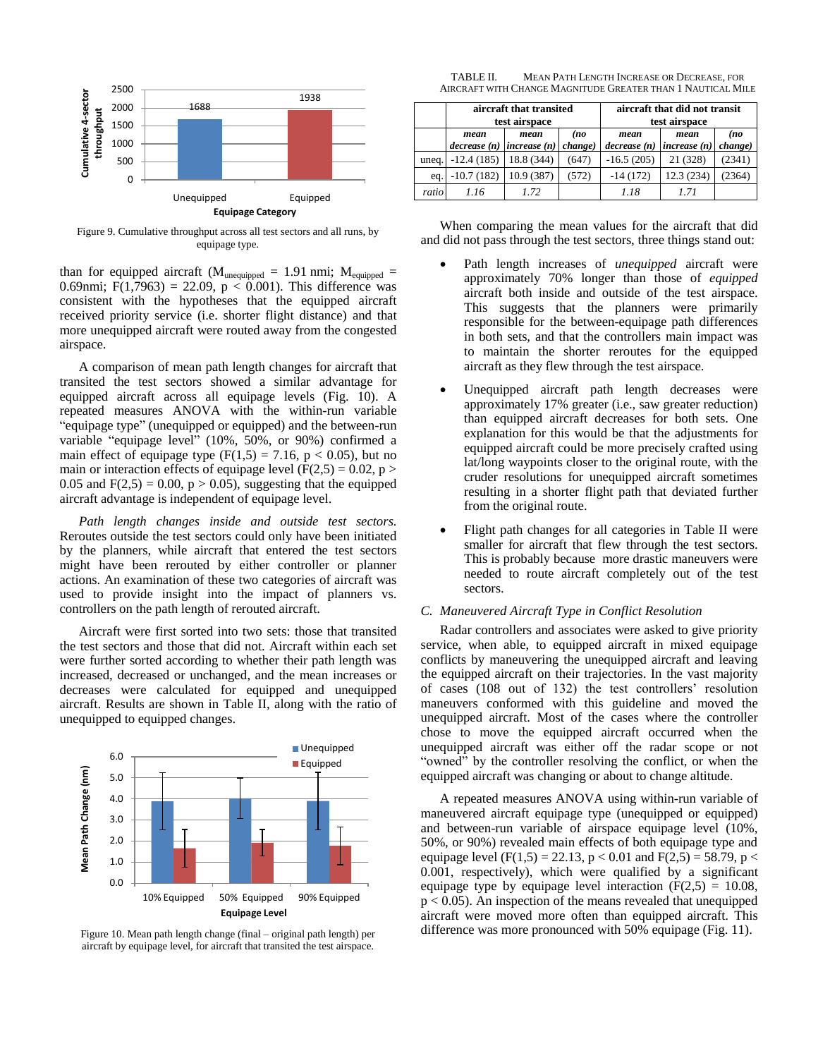Figure 9. Cumulative throughput across all test sectors and all runs, by equipage type.

than for equipped aircraft ($M_{unequipped}$ = 1.91 nmi; $M_{equipped}$ = 0.69nmi; $F(1,7963) = 22.09$, $p < 0.001$). This difference was consistent with the hypotheses that the equipped aircraft received priority service (i.e. shorter flight distance) and that more unequipped aircraft were routed away from the congested airspace.

A comparison of mean path length changes for aircraft that transited the test sectors showed a similar advantage for equipped aircraft across all equipage levels (Fig. 10). A repeated measures ANOVA with the within-run variable "equipage type" (unequipped or equipped) and the between-run variable "equipage level" (10%, 50%, or 90%) confirmed a main effect of equipage type ($F(1,5) = 7.16$, $p < 0.05$), but no main or interaction effects of equipage level ($F(2,5) = 0.02$, $p > 0.05$ and $F(2,5) = 0.00$, $p > 0.05$), suggesting that the equipped aircraft advantage is independent of equipage level.

*Path length changes inside and outside test sectors.* Reroutes outside the test sectors could only have been initiated by the planners, while aircraft that entered the test sectors might have been rerouted by either controller or planner actions. An examination of these two categories of aircraft was used to provide insight into the impact of planners vs. controllers on the path length of rerouted aircraft.

Aircraft were first sorted into two sets: those that transited the test sectors and those that did not. Aircraft within each set were further sorted according to whether their path length was increased, decreased, or unchanged, and the mean increases or decreases were calculated for equipped and unequipped aircraft. Results are shown in Table II, along with the ratio of unequipped to equipped changes.

Figure 10. Mean path length change (final – original path length) per aircraft by equipage level, for aircraft that transited the test airspace.

TABLE II. Mean Path Length Increase or Decrease, for Aircraft with Change Magnitude Greater than 1 Nautical Mile

| | aircraft that transited test airspace | | | aircraft that did not transit test airspace | | |
|---|---|---|---|---|---|---|
| | *mean decrease (n)* | *mean increase (n)* | *(no change)* | *mean decrease (n)* | *mean increase (n)* | *(no change)* |
| uneq. | -12.4 (185) | 18.8 (344) | (647) | -16.5 (205) | 21 (328) | (2341) |
| eq. | -10.7 (182) | 10.9 (387) | (572) | -14 (172) | 12.3 (234) | (2364) |
| *ratio* | *1.16* | *1.72* | | *1.18* | *1.71* | |

When comparing the mean values for the aircraft that did and did not pass through the test sectors, three things stand out:

- Path length increases of *unequipped* aircraft were approximately 70% longer than those of *equipped* aircraft both inside and outside of the test airspace. This suggests that the planners were primarily responsible for the between-equipage path differences in both sets, and that the controllers main impact was to maintain the shorter reroutes for the equipped aircraft as they flew through the test airspace.
- Unequipped aircraft path length decreases were approximately 17% greater (i.e., saw greater reduction) than equipped aircraft decreases for both sets. One explanation for this would be that the adjustments for equipped aircraft could be more precisely crafted using lat/long waypoints closer to the original route, with the cruder resolutions for unequipped aircraft sometimes resulting in a shorter flight path that deviated further from the original route.
- Flight path changes for all categories in Table II were smaller for aircraft that flew through the test sectors. This is probably because more drastic maneuvers were needed to route aircraft completely out of the test sectors.

### C. Maneuvered Aircraft Type in Conflict Resolution

Radar controllers and associates were asked to give priority service, when able, to equipped aircraft in mixed equipage conflicts by maneuvering the unequipped aircraft and leaving the equipped aircraft on their trajectories. In the vast majority of cases (108 out of 132) the test controllers' resolution maneuvers conformed with this guideline and moved the unequipped aircraft. Most of the cases where the controller chose to move the equipped aircraft occurred when the unequipped aircraft was either off the radar scope or not "owned" by the controller resolving the conflict, or when the equipped aircraft was changing or about to change altitude.

A repeated measures ANOVA using within-run variable of maneuvered aircraft equipage type (unequipped or equipped) and between-run variable of airspace equipage level (10%, 50%, or 90%) revealed main effects of both equipage type and equipage level ($F(1,5) = 22.13$, $p < 0.01$ and $F(2,5) = 58.79$, $p < 0.001$, respectively), which were qualified by a significant equipage type by equipage level interaction ($F(2,5) = 10.08$, $p < 0.05$). An inspection of the means revealed that unequipped aircraft were moved more often than equipped aircraft. This difference was more pronounced with 50% equipage (Fig. 11).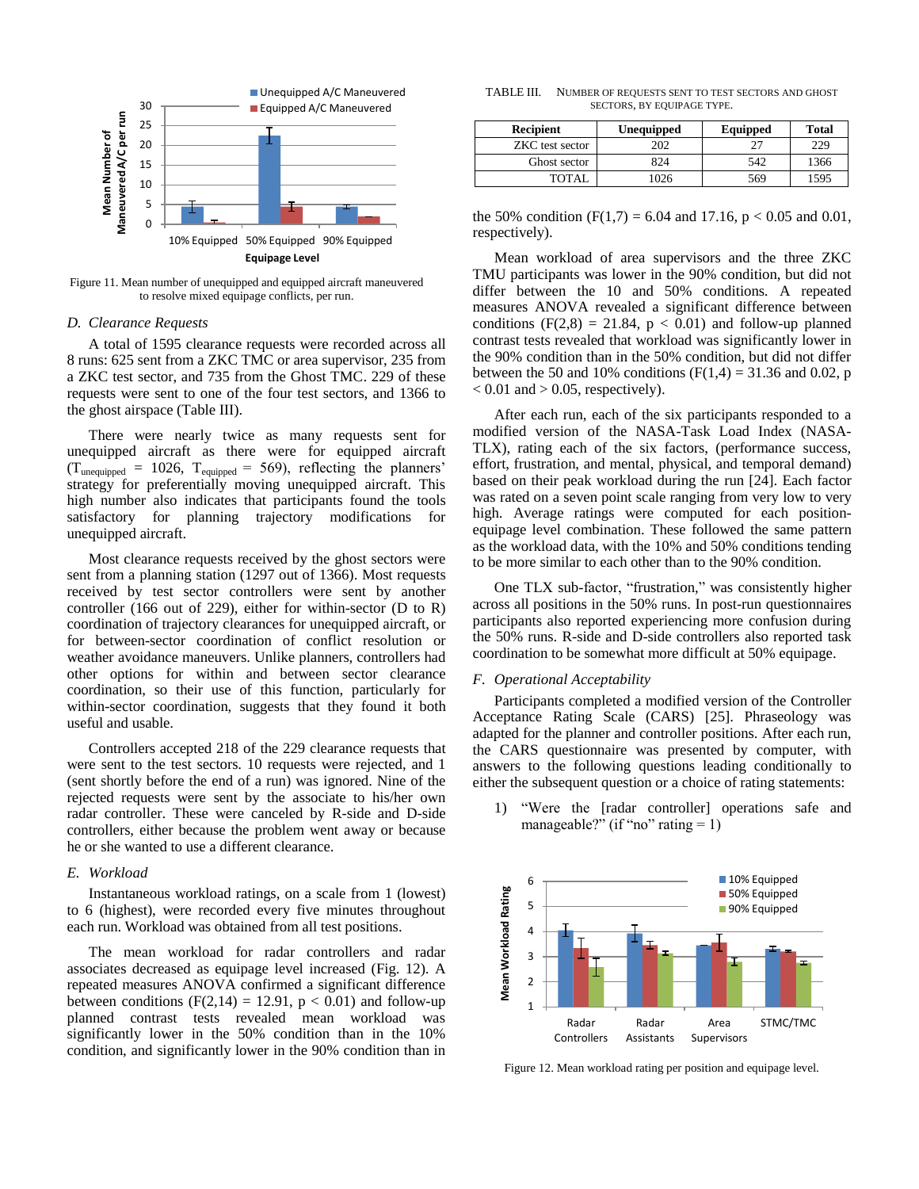Figure 11. Mean number of unequipped and equipped aircraft maneuvered to resolve mixed equipage conflicts, per run.

### D. Clearance Requests

A total of 1595 clearance requests were recorded across all 8 runs: 625 sent from a ZKC TMC or area supervisor, 235 from a ZKC test sector, and 735 from the Ghost TMC. 229 of these requests were sent to one of the four test sectors, and 1366 to the ghost airspace (Table III).

There were nearly twice as many requests sent for unequipped aircraft as there were for equipped aircraft ($T_{unequipped}$ = 1026, $T_{equipped}$ = 569), reflecting the planners' strategy for preferentially moving unequipped aircraft. This high number also indicates that participants found the tools satisfactory for planning trajectory modifications for unequipped aircraft.

Most clearance requests received by the ghost sectors were sent from a planning station (1297 out of 1366). Most requests received by test sector controllers were sent by another controller (166 out of 229), either for within-sector (D to R) coordination of trajectory clearances for unequipped aircraft, or for between-sector coordination of conflict resolution or weather avoidance maneuvers. Unlike planners, controllers had other options for within and between sector clearance coordination, so their use of this function, particularly for within-sector coordination, suggests that they found it both useful and usable.

Controllers accepted 218 of the 229 clearance requests that were sent to the test sectors. 10 requests were rejected, and 1 (sent shortly before the end of a run) was ignored. Nine of the rejected requests were sent by the associate to his/her own radar controller. These were canceled by R-side and D-side controllers, either because the problem went away or because he or she wanted to use a different clearance.

### E. Workload

Instantaneous workload ratings, on a scale from 1 (lowest) to 6 (highest), were recorded every five minutes throughout each run. Workload was obtained from all test positions.

The mean workload for radar controllers and radar associates decreased as equipage level increased (Fig. 12). A repeated measures ANOVA confirmed a significant difference between conditions ($F(2,14) = 12.91$, $p < 0.01$) and follow-up planned contrast tests revealed mean workload was significantly lower in the 50% condition than in the 10% condition, and significantly lower in the 90% condition than in the 50% condition ($F(1,7) = 6.04$ and $17.16$, $p < 0.05$ and $0.01$, respectively).

TABLE III. NUMBER OF REQUESTS SENT TO TEST SECTORS AND GHOST SECTORS, BY EQUIPAGE TYPE.

| Recipient | Unequipped | Equipped | Total |
|---|---|---|---|
| ZKC test sector | 202 | 27 | 229 |
| Ghost sector | 824 | 542 | 1366 |
| TOTAL | 1026 | 569 | 1595 |

Mean workload of area supervisors and the three ZKC TMU participants was lower in the 90% condition, but did not differ between the 10 and 50% conditions. A repeated measures ANOVA revealed a significant difference between conditions ($F(2,8) = 21.84$, $p < 0.01$) and follow-up planned contrast tests revealed that workload was significantly lower in the 90% condition than in the 50% condition, but did not differ between the 50 and 10% conditions ($F(1,4) = 31.36$ and $0.02$, $p < 0.01$ and $> 0.05$, respectively).

After each run, each of the six participants responded to a modified version of the NASA-Task Load Index (NASA-TLX), rating each of the six factors, (performance success, effort, frustration, and mental, physical, and temporal demand) based on their peak workload during the run [24]. Each factor was rated on a seven point scale ranging from very low to very high. Average ratings were computed for each position-equipage level combination. These followed the same pattern as the workload data, with the 10% and 50% conditions tending to be more similar to each other than to the 90% condition.

One TLX sub-factor, "frustration," was consistently higher across all positions in the 50% runs. In post-run questionnaires participants also reported experiencing more confusion during the 50% runs. R-side and D-side controllers also reported task coordination to be somewhat more difficult at 50% equipage.

### F. Operational Acceptability

Participants completed a modified version of the Controller Acceptance Rating Scale (CARS) [25]. Phraseology was adapted for the planner and controller positions. After each run, the CARS questionnaire was presented by computer, with answers to the following questions leading conditionally to either the subsequent question or a choice of rating statements:

1) "Were the [radar controller] operations safe and manageable?" (if "no" rating = 1)

Figure 12. Mean workload rating per position and equipage level.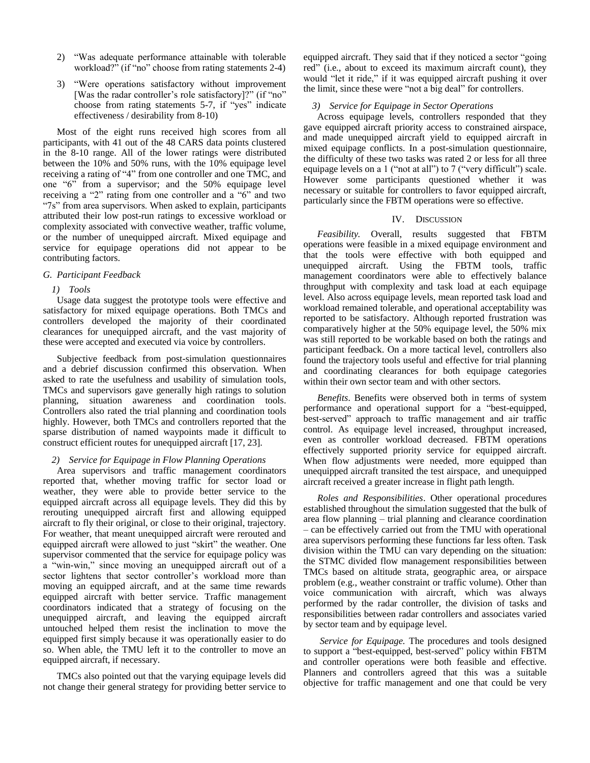2) "Was adequate performance attainable with tolerable workload?" (if "no" choose from rating statements 2-4)

3) "Were operations satisfactory without improvement [Was the radar controller's role satisfactory]?" (if "no" choose from rating statements 5-7, if "yes" indicate effectiveness / desirability from 8-10)

Most of the eight runs received high scores from all participants, with 41 out of the 48 CARS data points clustered in the 8-10 range. All of the lower ratings were distributed between the 10% and 50% runs, with the 10% equipage level receiving a rating of "4" from one controller and one TMC, and one "6" from a supervisor; and the 50% equipage level receiving a "2" rating from one controller and a "6" and two "7s" from area supervisors. When asked to explain, participants attributed their low post-run ratings to excessive workload or complexity associated with convective weather, traffic volume, or the number of unequipped aircraft. Mixed equipage and service for equipage operations did not appear to be contributing factors.

### G. Participant Feedback

#### 1) Tools

Usage data suggest the prototype tools were effective and satisfactory for mixed equipage operations. Both TMCs and controllers developed the majority of their coordinated clearances for unequipped aircraft, and the vast majority of these were accepted and executed via voice by controllers.

Subjective feedback from post-simulation questionnaires and a debrief discussion confirmed this observation. When asked to rate the usefulness and usability of simulation tools, TMCs and supervisors gave generally high ratings to solution planning, situation awareness and coordination tools. Controllers also rated the trial planning and coordination tools highly. However, both TMCs and controllers reported that the sparse distribution of named waypoints made it difficult to construct efficient routes for unequipped aircraft [17, 23].

#### 2) Service for Equipage in Flow Planning Operations

Area supervisors and traffic management coordinators reported that, whether moving traffic for sector load or weather, they were able to provide better service to the equipped aircraft across all equipage levels. They did this by rerouting unequipped aircraft first and allowing equipped aircraft to fly their original, or close to their original, trajectory. For weather, that meant unequipped aircraft were rerouted and equipped aircraft were allowed to just "skirt" the weather. One supervisor commented that the service for equipage policy was a "win-win," since moving an unequipped aircraft out of a sector lightens that sector controller's workload more than moving an equipped aircraft, and at the same time rewards equipped aircraft with better service. Traffic management coordinators indicated that a strategy of focusing on the unequipped aircraft, and leaving the equipped aircraft untouched helped them resist the inclination to move the equipped first simply because it was operationally easier to do so. When able, the TMU left it to the controller to move an equipped aircraft, if necessary.

TMCs also pointed out that the varying equipage levels did not change their general strategy for providing better service to equipped aircraft. They said that if they noticed a sector "going red" (i.e., about to exceed its maximum aircraft count), they would "let it ride," if it was equipped aircraft pushing it over the limit, since these were "not a big deal" for controllers.

#### 3) Service for Equipage in Sector Operations

Across equipage levels, controllers responded that they gave equipped aircraft priority access to constrained airspace, and made unequipped aircraft yield to equipped aircraft in mixed equipage conflicts. In a post-simulation questionnaire, the difficulty of these two tasks was rated 2 or less for all three equipage levels on a 1 ("not at all") to 7 ("very difficult") scale. However some participants questioned whether it was necessary or suitable for controllers to favor equipped aircraft, particularly since the FBTM operations were so effective.

## IV. Discussion

*Feasibility.* Overall, results suggested that FBTM operations were feasible in a mixed equipage environment and that the tools were effective with both equipped and unequipped aircraft. Using the FBTM tools, traffic management coordinators were able to effectively balance throughput with complexity and task load at each equipage level. Also across equipage levels, mean reported task load and workload remained tolerable, and operational acceptability was reported to be satisfactory. Although reported frustration was comparatively higher at the 50% equipage level, the 50% mix was still reported to be workable based on both the ratings and participant feedback. On a more tactical level, controllers also found the trajectory tools useful and effective for trial planning and coordinating clearances for both equipage categories within their own sector team and with other sectors.

*Benefits*. Benefits were observed both in terms of system performance and operational support for a "best-equipped, best-served" approach to traffic management and air traffic control. As equipage level increased, throughput increased, even as controller workload decreased. FBTM operations effectively supported priority service for equipped aircraft. When flow adjustments were needed, more equipped than unequipped aircraft transited the test airspace, and unequipped aircraft received a greater increase in flight path length.

*Roles and Responsibilities*. Other operational procedures established throughout the simulation suggested that the bulk of area flow planning – trial planning and clearance coordination – can be effectively carried out from the TMU with operational area supervisors performing these functions far less often. Task division within the TMU can vary depending on the situation: the STMC divided flow management responsibilities between TMCs based on altitude strata, geographic area, or airspace problem (e.g., weather constraint or traffic volume). Other than voice communication with aircraft, which was always performed by the radar controller, the division of tasks and responsibilities between radar controllers and associates varied by sector team and by equipage level.

*Service for Equipage.* The procedures and tools designed to support a "best-equipped, best-served" policy within FBTM and controller operations were both feasible and effective. Planners and controllers agreed that this was a suitable objective for traffic management and one that could be very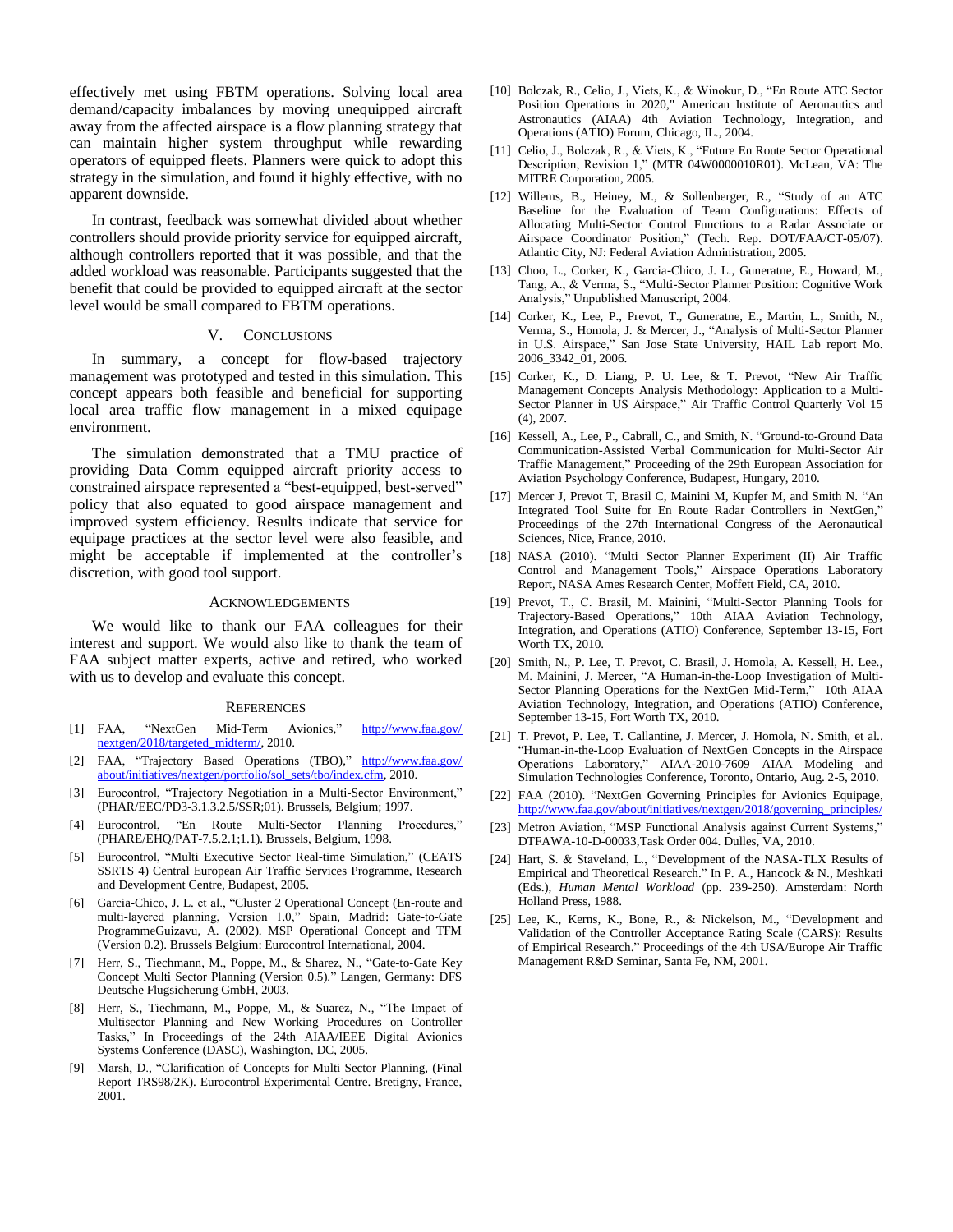effectively met using FBTM operations. Solving local area demand/capacity imbalances by moving unequipped aircraft away from the affected airspace is a flow planning strategy that can maintain higher system throughput while rewarding operators of equipped fleets. Planners were quick to adopt this strategy in the simulation, and found it highly effective, with no apparent downside.

In contrast, feedback was somewhat divided about whether controllers should provide priority service for equipped aircraft, although controllers reported that it was possible, and that the added workload was reasonable. Participants suggested that the benefit that could be provided to equipped aircraft at the sector level would be small compared to FBTM operations.

## V. CONCLUSIONS

In summary, a concept for flow-based trajectory management was prototyped and tested in this simulation. This concept appears both feasible and beneficial for supporting local area traffic flow management in a mixed equipage environment.

The simulation demonstrated that a TMU practice of providing Data Comm equipped aircraft priority access to constrained airspace represented a "best-equipped, best-served" policy that also equated to good airspace management and improved system efficiency. Results indicate that service for equipage practices at the sector level were also feasible, and might be acceptable if implemented at the controller's discretion, with good tool support.

## ACKNOWLEDGEMENTS

We would like to thank our FAA colleagues for their interest and support. We would also like to thank the team of FAA subject matter experts, active and retired, who worked with us to develop and evaluate this concept.

## REFERENCES

[1] FAA, "NextGen Mid-Term Avionics," http://www.faa.gov/nextgen/2018/targeted_midterm/, 2010.

[2] FAA, "Trajectory Based Operations (TBO)," http://www.faa.gov/about/initiatives/nextgen/portfolio/sol_sets/tbo/index.cfm, 2010.

[3] Eurocontrol, "Trajectory Negotiation in a Multi-Sector Environment," (PHAR/EEC/PD3-3.1.3.2.5/SSR;01). Brussels, Belgium; 1997.

[4] Eurocontrol, "En Route Multi-Sector Planning Procedures," (PHARE/EHQ/PAT-7.5.2.1;1.1). Brussels, Belgium, 1998.

[5] Eurocontrol, "Multi Executive Sector Real-time Simulation," (CEATS SSRTS 4) Central European Air Traffic Services Programme, Research and Development Centre, Budapest, 2005.

[6] Garcia-Chico, J. L. et al., "Cluster 2 Operational Concept (En-route and multi-layered planning, Version 1.0," Spain, Madrid: Gate-to-Gate ProgrammeGuizavu, A. (2002). MSP Operational Concept and TFM (Version 0.2). Brussels Belgium: Eurocontrol International, 2004.

[7] Herr, S., Tiechmann, M., Poppe, M., & Sharez, N., "Gate-to-Gate Key Concept Multi Sector Planning (Version 0.5)." Langen, Germany: DFS Deutsche Flugsicherung GmbH, 2003.

[8] Herr, S., Tiechmann, M., Poppe, M., & Suarez, N., "The Impact of Multisector Planning and New Working Procedures on Controller Tasks," In Proceedings of the 24th AIAA/IEEE Digital Avionics Systems Conference (DASC), Washington, DC, 2005.

[9] Marsh, D., "Clarification of Concepts for Multi Sector Planning, (Final Report TRS98/2K). Eurocontrol Experimental Centre. Bretigny, France, 2001.

[10] Bolczak, R., Celio, J., Viets, K., & Winokur, D., "En Route ATC Sector Position Operations in 2020," American Institute of Aeronautics and Astronautics (AIAA) 4th Aviation Technology, Integration, and Operations (ATIO) Forum, Chicago, IL., 2004.

[11] Celio, J., Bolczak, R., & Viets, K., "Future En Route Sector Operational Description, Revision 1," (MTR 04W0000010R01). McLean, VA: The MITRE Corporation, 2005.

[12] Willems, B., Heiney, M., & Sollenberger, R., "Study of an ATC Baseline for the Evaluation of Team Configurations: Effects of Allocating Multi-Sector Control Functions to a Radar Associate or Airspace Coordinator Position," (Tech. Rep. DOT/FAA/CT-05/07). Atlantic City, NJ: Federal Aviation Administration, 2005.

[13] Choo, L., Corker, K., Garcia-Chico, J. L., Guneratne, E., Howard, M., Tang, A., & Verma, S., "Multi-Sector Planner Position: Cognitive Work Analysis," Unpublished Manuscript, 2004.

[14] Corker, K., Lee, P., Prevot, T., Guneratne, E., Martin, L., Smith, N., Verma, S., Homola, J. & Mercer, J., "Analysis of Multi-Sector Planner in U.S. Airspace," San Jose State University, HAIL Lab report Mo. 2006_3342_01, 2006.

[15] Corker, K., D. Liang, P. U. Lee, & T. Prevot, "New Air Traffic Management Concepts Analysis Methodology: Application to a Multi-Sector Planner in US Airspace," Air Traffic Control Quarterly Vol 15 (4), 2007.

[16] Kessell, A., Lee, P., Cabrall, C., and Smith, N. "Ground-to-Ground Data Communication-Assisted Verbal Communication for Multi-Sector Air Traffic Management," Proceeding of the 29th European Association for Aviation Psychology Conference, Budapest, Hungary, 2010.

[17] Mercer J, Prevot T, Brasil C, Mainini M, Kupfer M, and Smith N. "An Integrated Tool Suite for En Route Radar Controllers in NextGen," Proceedings of the 27th International Congress of the Aeronautical Sciences, Nice, France, 2010.

[18] NASA (2010). "Multi Sector Planner Experiment (II) Air Traffic Control and Management Tools," Airspace Operations Laboratory Report, NASA Ames Research Center, Moffett Field, CA, 2010.

[19] Prevot, T., C. Brasil, M. Mainini, "Multi-Sector Planning Tools for Trajectory-Based Operations," 10th AIAA Aviation Technology, Integration, and Operations (ATIO) Conference, September 13-15, Fort Worth TX, 2010.

[20] Smith, N., P. Lee, T. Prevot, C. Brasil, J. Homola, A. Kessell, H. Lee., M. Mainini, J. Mercer, "A Human-in-the-Loop Investigation of Multi-Sector Planning Operations for the NextGen Mid-Term," 10th AIAA Aviation Technology, Integration, and Operations (ATIO) Conference, September 13-15, Fort Worth TX, 2010.

[21] T. Prevot, P. Lee, T. Callantine, J. Mercer, J. Homola, N. Smith, et al.. "Human-in-the-Loop Evaluation of NextGen Concepts in the Airspace Operations Laboratory," AIAA-2010-7609 AIAA Modeling and Simulation Technologies Conference, Toronto, Ontario, Aug. 2-5, 2010.

[22] FAA (2010). "NextGen Governing Principles for Avionics Equipage, http://www.faa.gov/about/initiatives/nextgen/2018/governing_principles/

[23] Metron Aviation, "MSP Functional Analysis against Current Systems," DTFAWA-10-D-00033,Task Order 004. Dulles, VA, 2010.

[24] Hart, S. & Staveland, L., "Development of the NASA-TLX Results of Empirical and Theoretical Research." In P. A., Hancock & N., Meshkati (Eds.), *Human Mental Workload* (pp. 239-250). Amsterdam: North Holland Press, 1988.

[25] Lee, K., Kerns, K., Bone, R., & Nickelson, M., "Development and Validation of the Controller Acceptance Rating Scale (CARS): Results of Empirical Research." Proceedings of the 4th USA/Europe Air Traffic Management R&D Seminar, Santa Fe, NM, 2001.